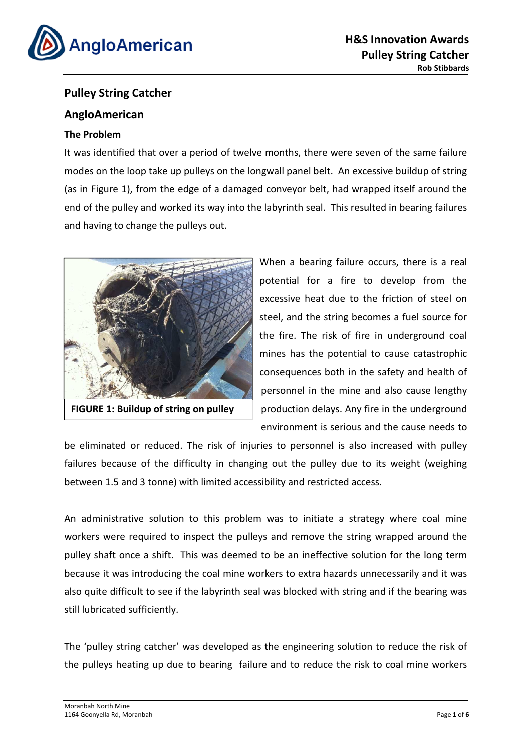## Pulley String Catcher

## AngloAmerican

### The Problem

It was identified that over a period of twelve months, there were seven of the same failure modes on the loop take up pulleys on the longwall panel belt. An excessive buildup of string (as in Figure 1), from the edge of a damaged conveyor belt, had wrapped itself around the end of the pulley and worked its way into the labyrinth seal. This resulted in bearing failures and having to change the pulleys out.

**FIGURE 1: Buildup of string on pulley**

When a bearing failure occurs, there is a real potential for a fire to develop from the excessive heat due to the friction of steel on steel, and the string becomes a fuel source for the fire. The risk of fire in underground coal mines has the potential to cause catastrophic consequences both in the safety and health of personnel in the mine and also cause lengthy production delays. Any fire in the underground environment is serious and the cause needs to be eliminated or reduced. The risk of injuries to personnel is also increased with pulley failures because of the difficulty in changing out the pulley due to its weight (weighing between 1.5 and 3 tonne) with limited accessibility and restricted access.

An administrative solution to this problem was to initiate a strategy where coal mine workers were required to inspect the pulleys and remove the string wrapped around the pulley shaft once a shift. This was deemed to be an ineffective solution for the long term because it was introducing the coal mine workers to extra hazards unnecessarily and it was also quite difficult to see if the labyrinth seal was blocked with string and if the bearing was still lubricated sufficiently.

The 'pulley string catcher' was developed as the engineering solution to reduce the risk of the pulleys heating up due to bearing failure and to reduce the risk to coal mine workers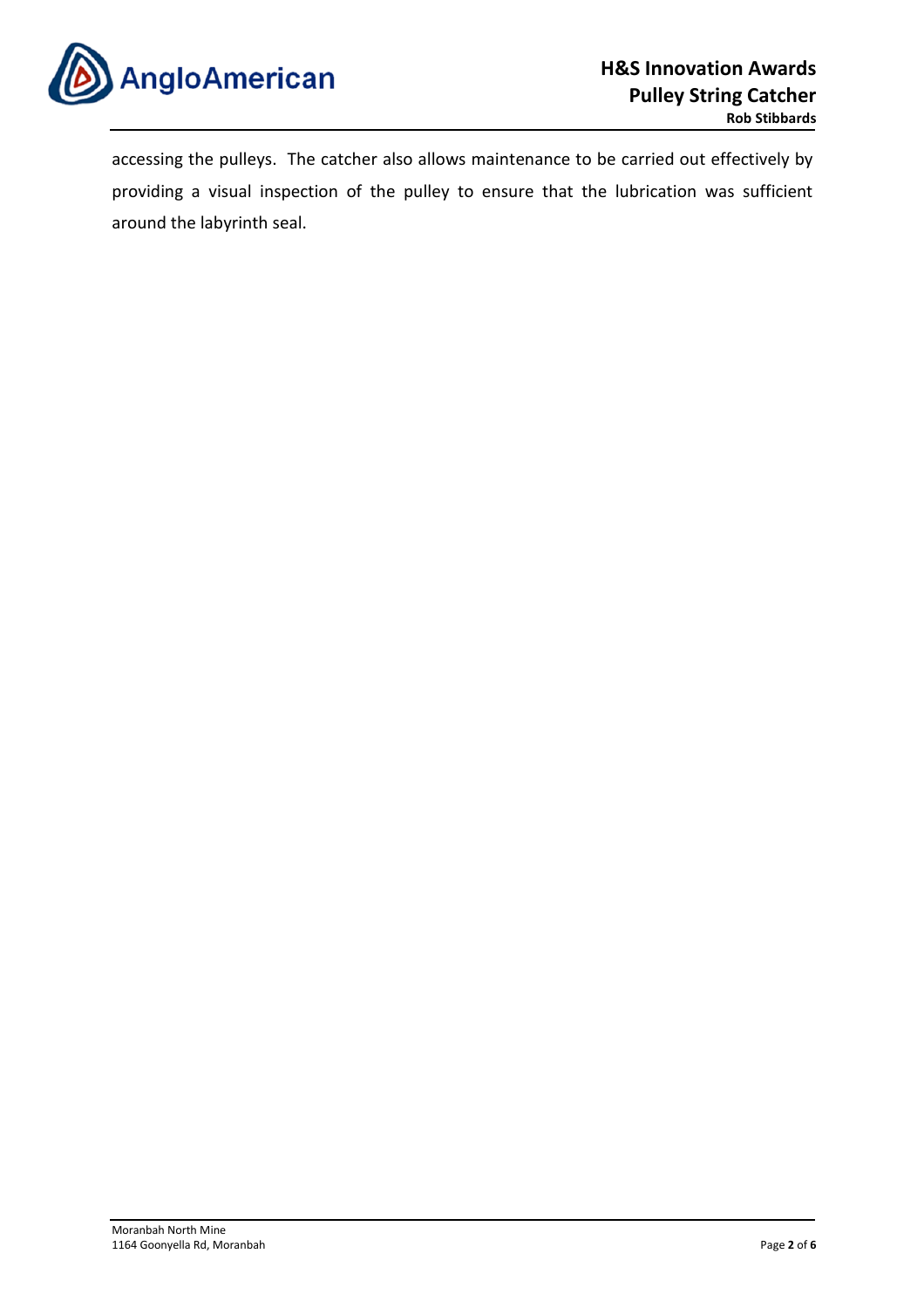accessing the pulleys. The catcher also allows maintenance to be carried out effectively by providing a visual inspection of the pulley to ensure that the lubrication was sufficient around the labyrinth seal.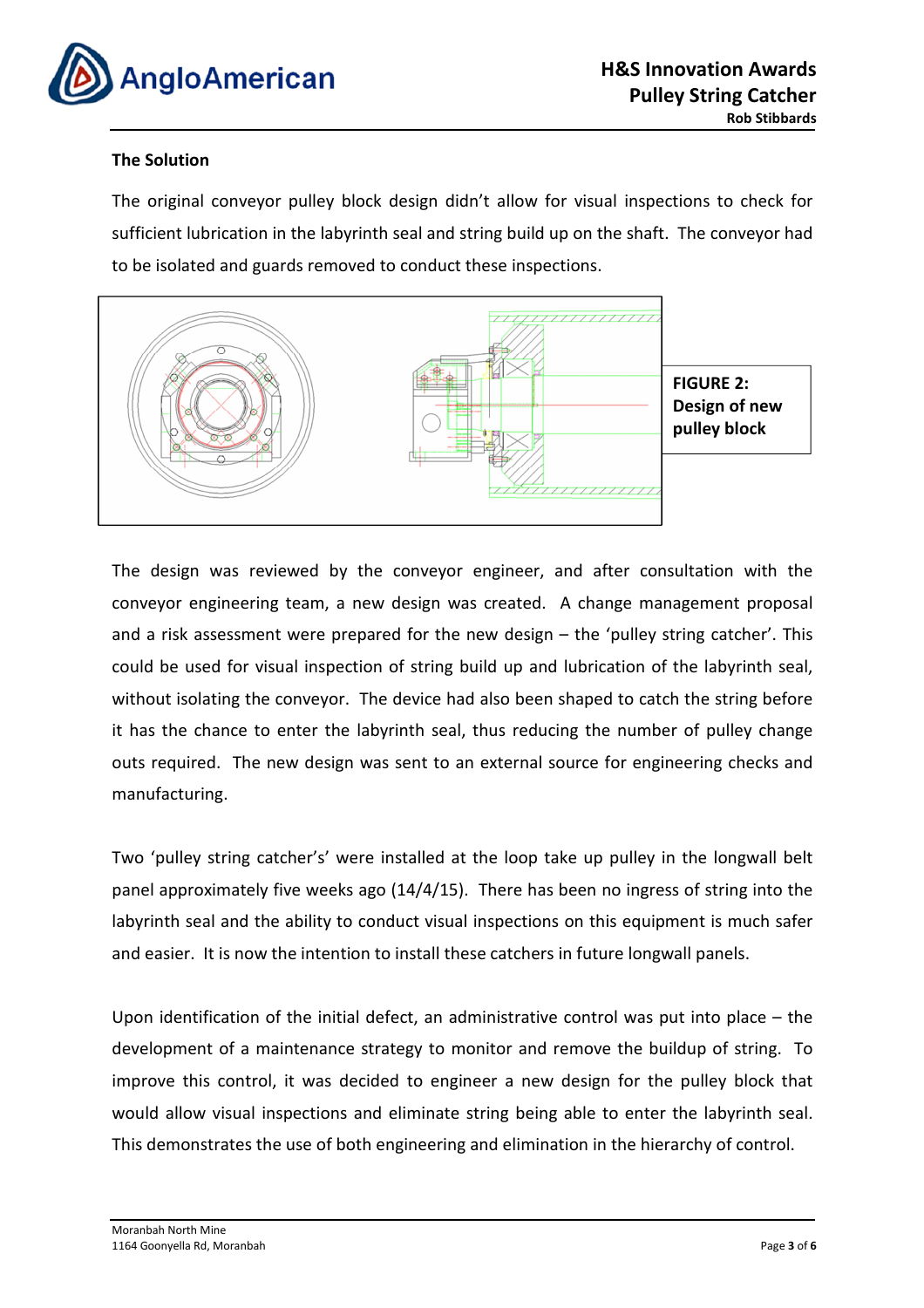**The Solution**

The original conveyor pulley block design didn't allow for visual inspections to check for sufficient lubrication in the labyrinth seal and string build up on the shaft. The conveyor had to be isolated and guards removed to conduct these inspections.

**FIGURE 2: Design of new pulley block**

The design was reviewed by the conveyor engineer, and after consultation with the conveyor engineering team, a new design was created. A change management proposal and a risk assessment were prepared for the new design – the 'pulley string catcher'. This could be used for visual inspection of string build up and lubrication of the labyrinth seal, without isolating the conveyor. The device had also been shaped to catch the string before it has the chance to enter the labyrinth seal, thus reducing the number of pulley change outs required. The new design was sent to an external source for engineering checks and manufacturing.

Two 'pulley string catcher's' were installed at the loop take up pulley in the longwall belt panel approximately five weeks ago (14/4/15). There has been no ingress of string into the labyrinth seal and the ability to conduct visual inspections on this equipment is much safer and easier. It is now the intention to install these catchers in future longwall panels.

Upon identification of the initial defect, an administrative control was put into place – the development of a maintenance strategy to monitor and remove the buildup of string. To improve this control, it was decided to engineer a new design for the pulley block that would allow visual inspections and eliminate string being able to enter the labyrinth seal. This demonstrates the use of both engineering and elimination in the hierarchy of control.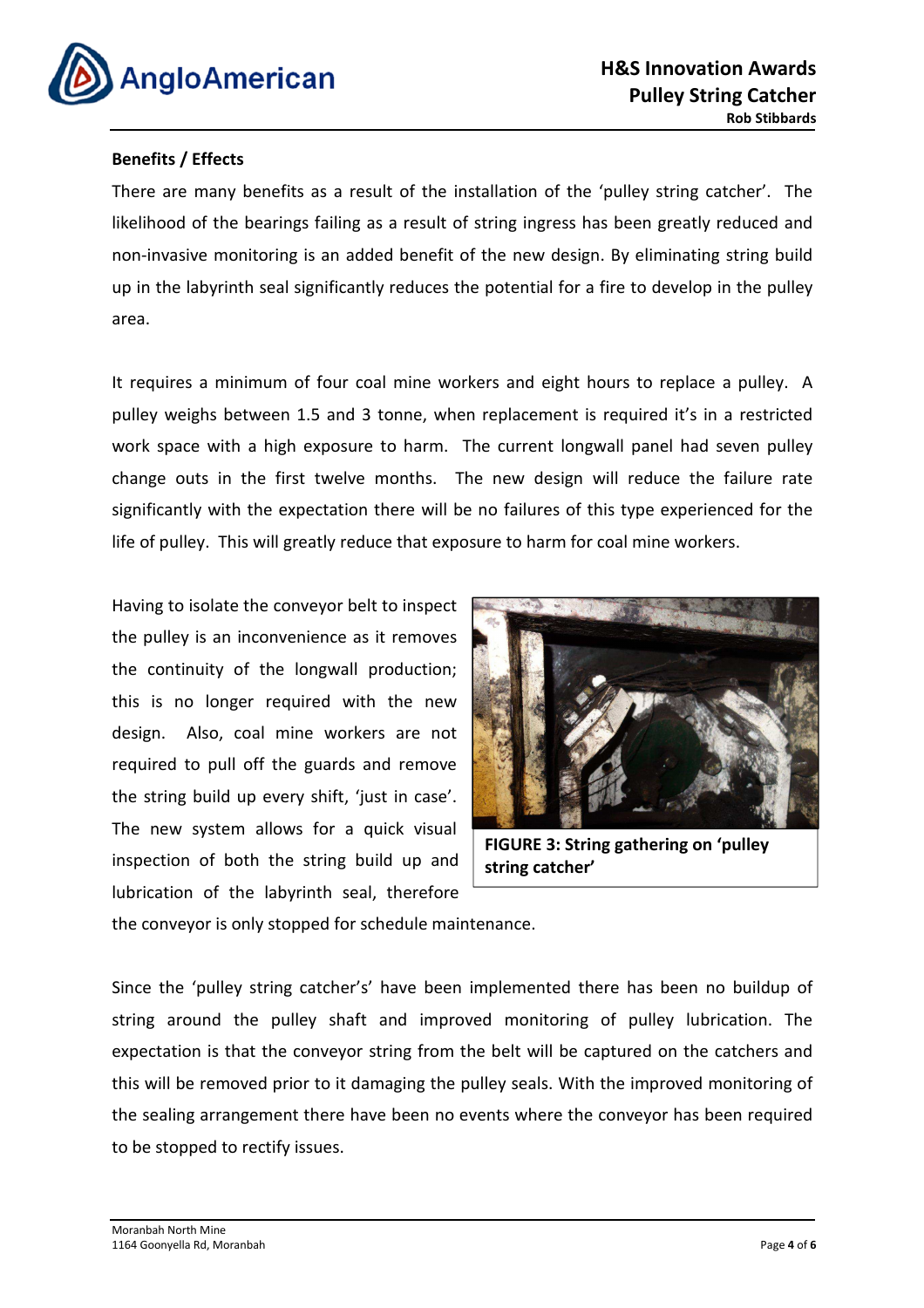**Benefits / Effects**

There are many benefits as a result of the installation of the 'pulley string catcher'. The likelihood of the bearings failing as a result of string ingress has been greatly reduced and non-invasive monitoring is an added benefit of the new design. By eliminating string build up in the labyrinth seal significantly reduces the potential for a fire to develop in the pulley area.

It requires a minimum of four coal mine workers and eight hours to replace a pulley. A pulley weighs between 1.5 and 3 tonne, when replacement is required it's in a restricted work space with a high exposure to harm. The current longwall panel had seven pulley change outs in the first twelve months. The new design will reduce the failure rate significantly with the expectation there will be no failures of this type experienced for the life of pulley. This will greatly reduce that exposure to harm for coal mine workers.

Having to isolate the conveyor belt to inspect the pulley is an inconvenience as it removes the continuity of the longwall production; this is no longer required with the new design. Also, coal mine workers are not required to pull off the guards and remove the string build up every shift, 'just in case'. The new system allows for a quick visual inspection of both the string build up and lubrication of the labyrinth seal, therefore the conveyor is only stopped for schedule maintenance.

**FIGURE 3: String gathering on 'pulley string catcher'**

Since the 'pulley string catcher's' have been implemented there has been no buildup of string around the pulley shaft and improved monitoring of pulley lubrication. The expectation is that the conveyor string from the belt will be captured on the catchers and this will be removed prior to it damaging the pulley seals. With the improved monitoring of the sealing arrangement there have been no events where the conveyor has been required to be stopped to rectify issues.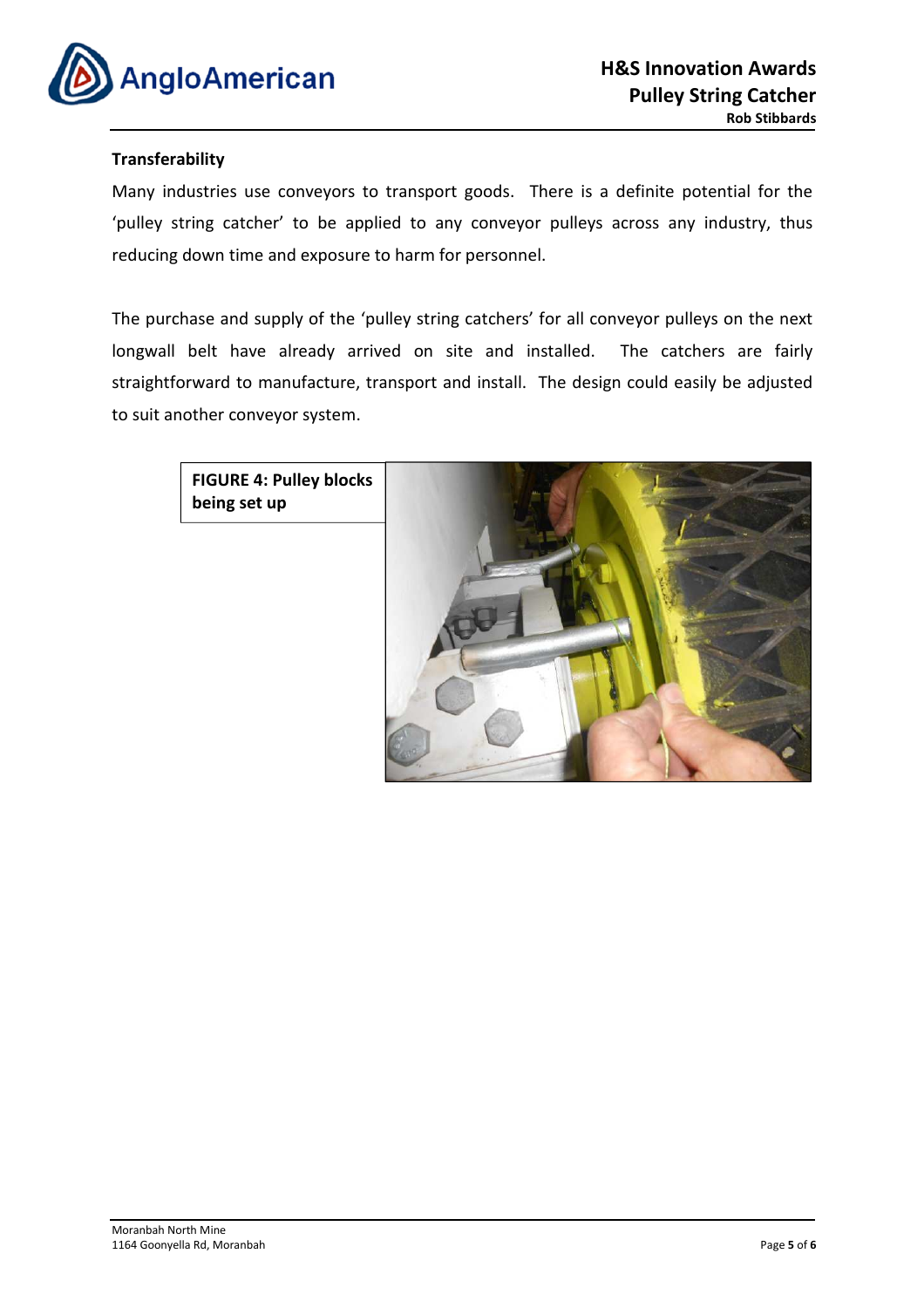**Transferability**

Many industries use conveyors to transport goods. There is a definite potential for the 'pulley string catcher' to be applied to any conveyor pulleys across any industry, thus reducing down time and exposure to harm for personnel.

The purchase and supply of the 'pulley string catchers' for all conveyor pulleys on the next longwall belt have already arrived on site and installed. The catchers are fairly straightforward to manufacture, transport and install. The design could easily be adjusted to suit another conveyor system.

**FIGURE 4: Pulley blocks being set up**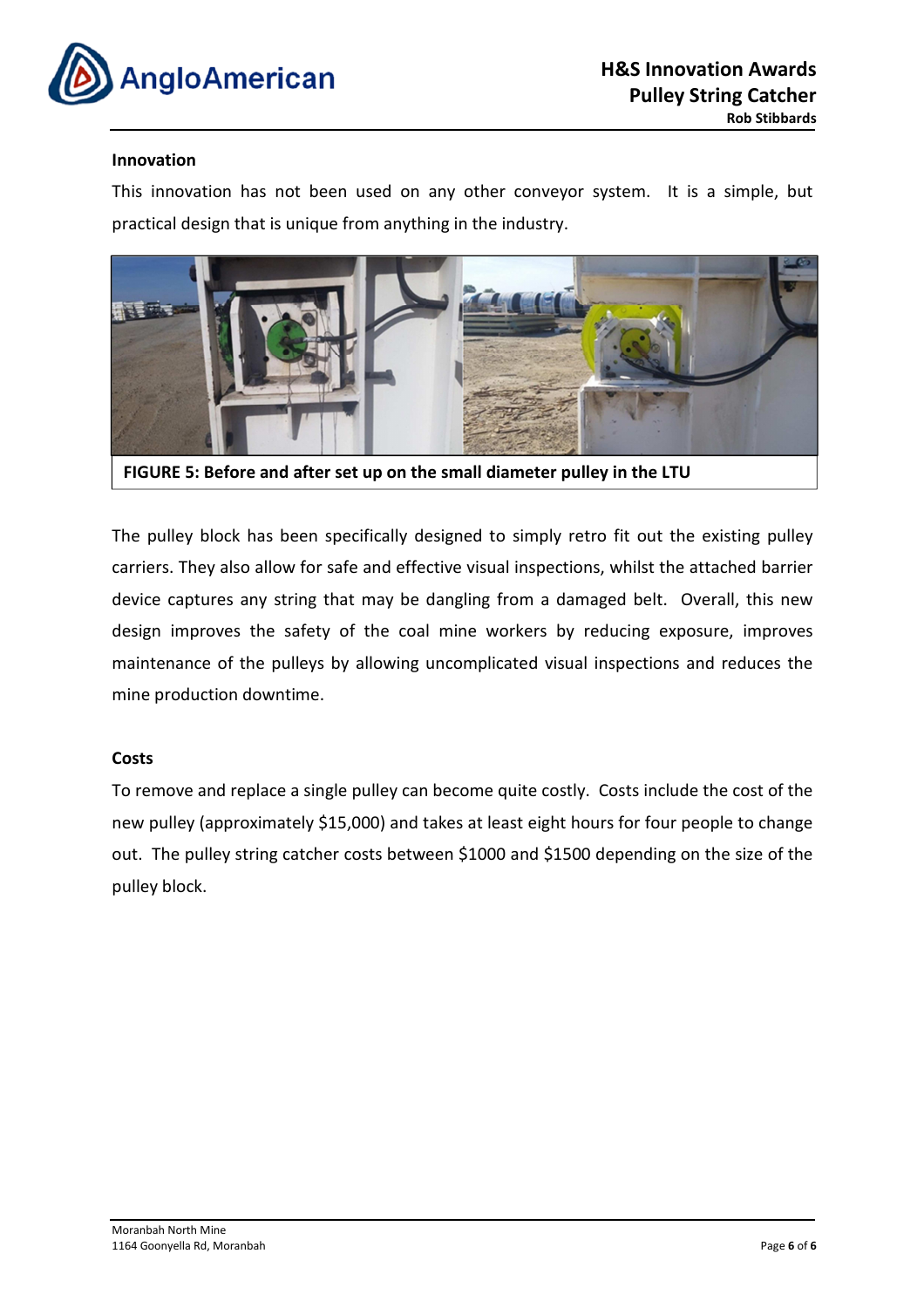## Innovation

This innovation has not been used on any other conveyor system. It is a simple, but practical design that is unique from anything in the industry.

**FIGURE 5: Before and after set up on the small diameter pulley in the LTU**

The pulley block has been specifically designed to simply retro fit out the existing pulley carriers. They also allow for safe and effective visual inspections, whilst the attached barrier device captures any string that may be dangling from a damaged belt. Overall, this new design improves the safety of the coal mine workers by reducing exposure, improves maintenance of the pulleys by allowing uncomplicated visual inspections and reduces the mine production downtime.

## Costs

To remove and replace a single pulley can become quite costly. Costs include the cost of the new pulley (approximately $15,000) and takes at least eight hours for four people to change out. The pulley string catcher costs between $1000 and $1500 depending on the size of the pulley block.